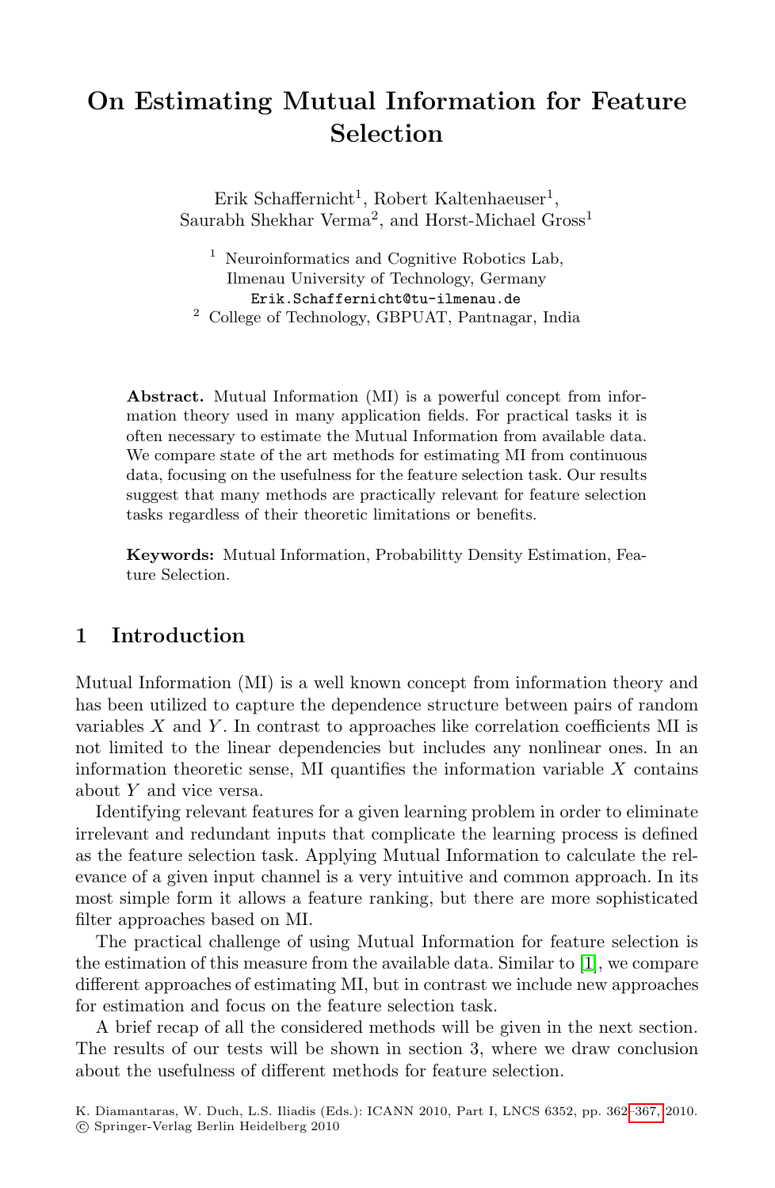# On Estimating Mutual Information for Feature Selection

Erik Schaffernicht[1], Robert Kaltenhaeuser[1], Saurabh Shekhar Verma[2], and Horst-Michael Gross[1]

[1] Neuroinformatics and Cognitive Robotics Lab, Ilmenau University of Technology, Germany
Erik.Schaffernicht@tu-ilmenau.de

[2] College of Technology, GBPUAT, Pantnagar, India

**Abstract.** Mutual Information (MI) is a powerful concept from information theory used in many application fields. For practical tasks it is often necessary to estimate the Mutual Information from available data. We compare state of the art methods for estimating MI from continuous data, focusing on the usefulness for the feature selection task. Our results suggest that many methods are practically relevant for feature selection tasks regardless of their theoretic limitations or benefits.

**Keywords:** Mutual Information, Probabilitty Density Estimation, Feature Selection.

## 1 Introduction

Mutual Information (MI) is a well known concept from information theory and has been utilized to capture the dependence structure between pairs of random variables $X$ and $Y$. In contrast to approaches like correlation coefficients MI is not limited to the linear dependencies but includes any nonlinear ones. In an information theoretic sense, MI quantifies the information variable $X$ contains about $Y$ and vice versa.

Identifying relevant features for a given learning problem in order to eliminate irrelevant and redundant inputs that complicate the learning process is defined as the feature selection task. Applying Mutual Information to calculate the relevance of a given input channel is a very intuitive and common approach. In its most simple form it allows a feature ranking, but there are more sophisticated filter approaches based on MI.

The practical challenge of using Mutual Information for feature selection is the estimation of this measure from the available data. Similar to [1], we compare different approaches of estimating MI, but in contrast we include new approaches for estimation and focus on the feature selection task.

A brief recap of all the considered methods will be given in the next section. The results of our tests will be shown in section 3, where we draw conclusion about the usefulness of different methods for feature selection.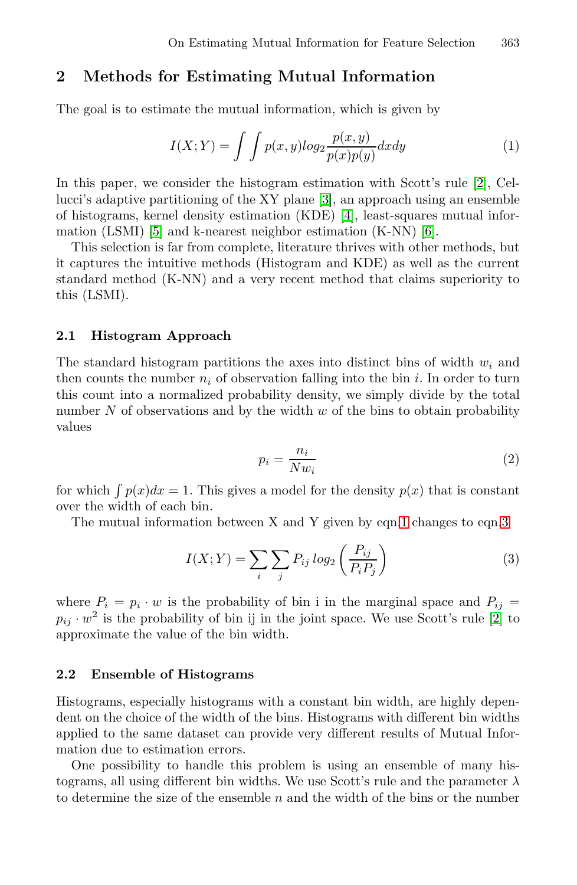## 2 Methods for Estimating Mutual Information

The goal is to estimate the mutual information, which is given by

$$I(X;Y) = \int \int p(x,y) log_2 \frac{p(x,y)}{p(x)p(y)} dxdy \tag{1}$$

In this paper, we consider the histogram estimation with Scott's rule [2], Cellucci's adaptive partitioning of the XY plane [3], an approach using an ensemble of histograms, kernel density estimation (KDE) [4], least-squares mutual information (LSMI) [5] and k-nearest neighbor estimation (K-NN) [6].

This selection is far from complete, literature thrives with other methods, but it captures the intuitive methods (Histogram and KDE) as well as the current standard method (K-NN) and a very recent method that claims superiority to this (LSMI).

### 2.1 Histogram Approach

The standard histogram partitions the axes into distinct bins of width $w_i$ and then counts the number $n_i$ of observation falling into the bin $i$. In order to turn this count into a normalized probability density, we simply divide by the total number $N$ of observations and by the width $w$ of the bins to obtain probability values

$$p_i = \frac{n_i}{N w_i} \tag{2}$$

for which $\int p(x)dx = 1$. This gives a model for the density $p(x)$ that is constant over the width of each bin.

The mutual information between X and Y given by eqn.1 changes to eqn.3

$$I(X;Y) = \sum_i \sum_j P_{ij} \, log_2 \left( \frac{P_{ij}}{P_i P_j} \right) \tag{3}$$

where $P_i = p_i \cdot w$ is the probability of bin i in the marginal space and $P_{ij} = p_{ij} \cdot w^2$ is the probability of bin ij in the joint space. We use Scott's rule [2] to approximate the value of the bin width.

### 2.2 Ensemble of Histograms

Histograms, especially histograms with a constant bin width, are highly dependent on the choice of the width of the bins. Histograms with different bin widths applied to the same dataset can provide very different results of Mutual Information due to estimation errors.

One possibility to handle this problem is using an ensemble of many histograms, all using different bin widths. We use Scott's rule and the parameter $\lambda$ to determine the size of the ensemble $n$ and the width of the bins or the number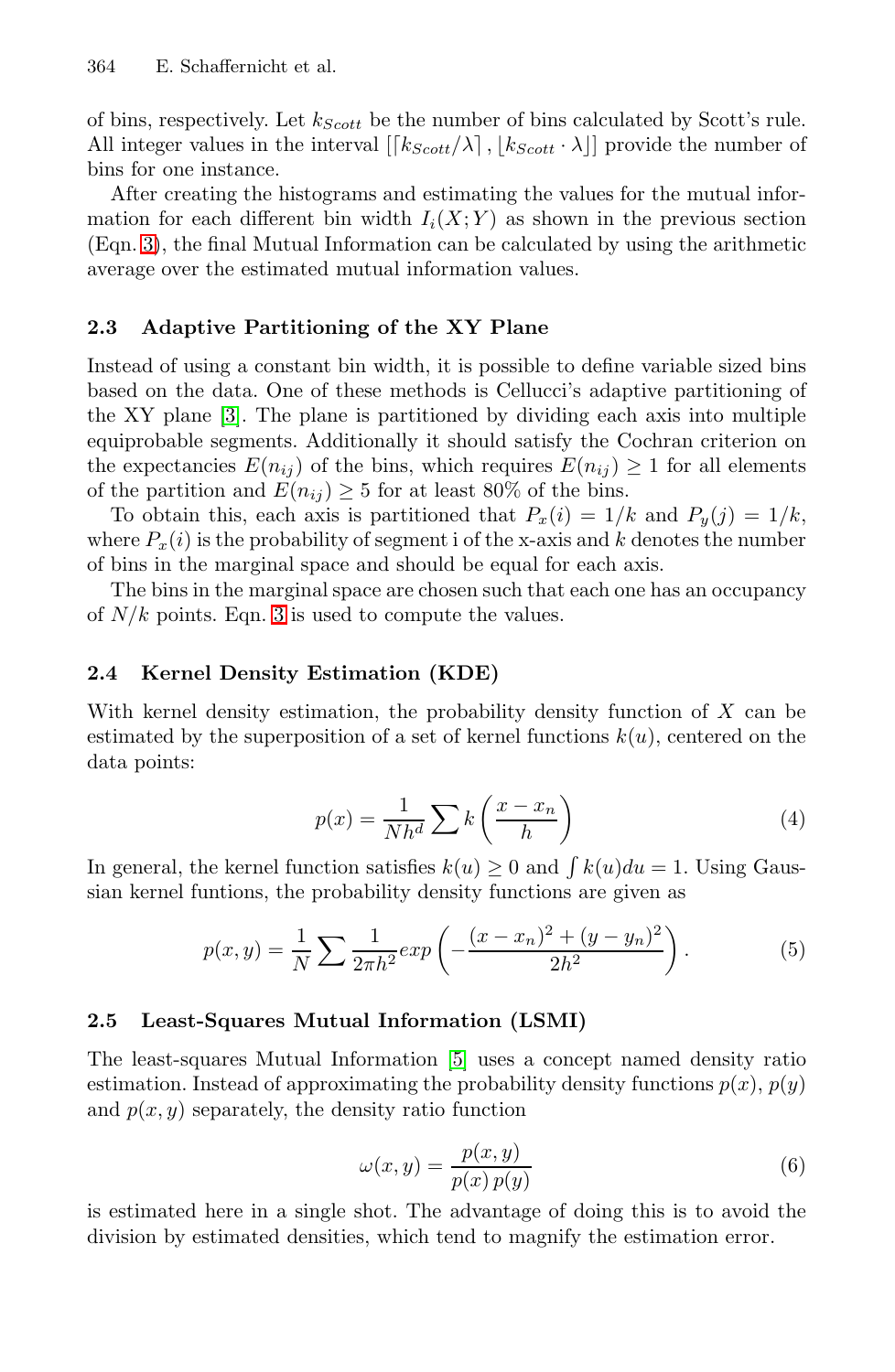of bins, respectively. Let $k_{Scott}$ be the number of bins calculated by Scott's rule. All integer values in the interval $[\lceil k_{Scott}/\lambda \rceil, \lfloor k_{Scott} \cdot \lambda \rfloor]$ provide the number of bins for one instance.

After creating the histograms and estimating the values for the mutual information for each different bin width $I_i(X;Y)$ as shown in the previous section (Eqn. 3), the final Mutual Information can be calculated by using the arithmetic average over the estimated mutual information values.

### 2.3 Adaptive Partitioning of the XY Plane

Instead of using a constant bin width, it is possible to define variable sized bins based on the data. One of these methods is Cellucci's adaptive partitioning of the XY plane [3]. The plane is partitioned by dividing each axis into multiple equiprobable segments. Additionally it should satisfy the Cochran criterion on the expectancies $E(n_{ij})$ of the bins, which requires $E(n_{ij}) \geq 1$ for all elements of the partition and $E(n_{ij}) \geq 5$ for at least 80% of the bins.

To obtain this, each axis is partitioned that $P_x(i) = 1/k$ and $P_y(j) = 1/k$, where $P_x(i)$ is the probability of segment i of the x-axis and $k$ denotes the number of bins in the marginal space and should be equal for each axis.

The bins in the marginal space are chosen such that each one has an occupancy of $N/k$ points. Eqn. 3 is used to compute the values.

### 2.4 Kernel Density Estimation (KDE)

With kernel density estimation, the probability density function of $X$ can be estimated by the superposition of a set of kernel functions $k(u)$, centered on the data points:

$$p(x) = \frac{1}{Nh^d} \sum k\left(\frac{x - x_n}{h}\right) \tag{4}$$

In general, the kernel function satisfies $k(u) \geq 0$ and $\int k(u)du = 1$. Using Gaussian kernel funtions, the probability density functions are given as

$$p(x,y) = \frac{1}{N} \sum \frac{1}{2\pi h^2} exp\left(-\frac{(x - x_n)^2 + (y - y_n)^2}{2h^2}\right). \tag{5}$$

### 2.5 Least-Squares Mutual Information (LSMI)

The least-squares Mutual Information [5] uses a concept named density ratio estimation. Instead of approximating the probability density functions $p(x)$, $p(y)$ and $p(x,y)$ separately, the density ratio function

$$\omega(x,y) = \frac{p(x,y)}{p(x)\,p(y)} \tag{6}$$

is estimated here in a single shot. The advantage of doing this is to avoid the division by estimated densities, which tend to magnify the estimation error.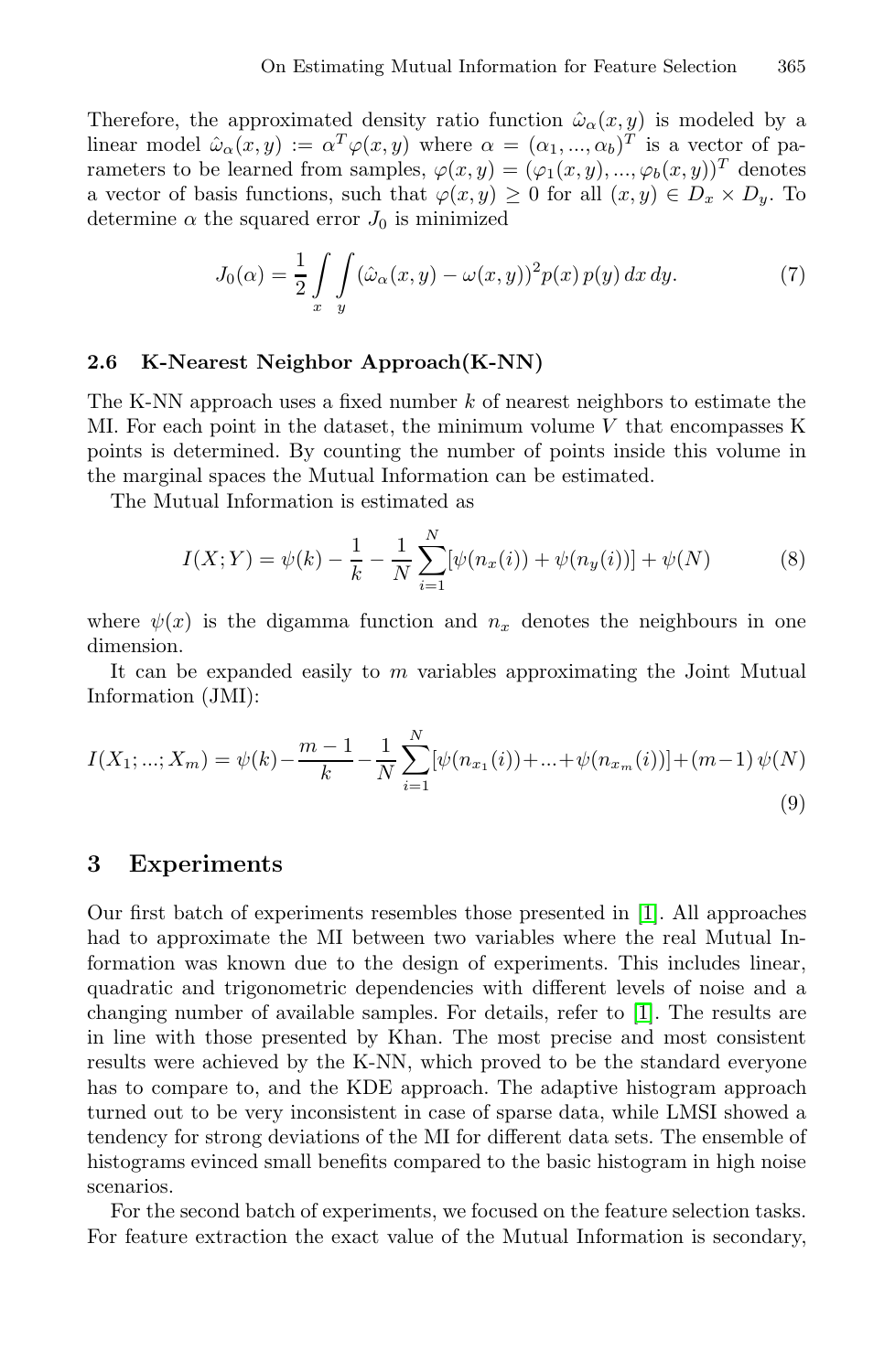Therefore, the approximated density ratio function $\hat{\omega}_\alpha(x,y)$ is modeled by a linear model $\hat{\omega}_\alpha(x,y) := \alpha^T \varphi(x,y)$ where $\alpha = (\alpha_1, ..., \alpha_b)^T$ is a vector of parameters to be learned from samples, $\varphi(x,y) = (\varphi_1(x,y), ..., \varphi_b(x,y))^T$ denotes a vector of basis functions, such that $\varphi(x,y) \geq 0$ for all $(x,y) \in D_x \times D_y$. To determine $\alpha$ the squared error $J_0$ is minimized

$$J_0(\alpha) = \frac{1}{2} \int_x \int_y (\hat{\omega}_\alpha(x,y) - \omega(x,y))^2 p(x)\, p(y)\, dx\, dy. \tag{7}$$

### 2.6 K-Nearest Neighbor Approach(K-NN)

The K-NN approach uses a fixed number $k$ of nearest neighbors to estimate the MI. For each point in the dataset, the minimum volume $V$ that encompasses K points is determined. By counting the number of points inside this volume in the marginal spaces the Mutual Information can be estimated.

The Mutual Information is estimated as

$$I(X;Y) = \psi(k) - \frac{1}{k} - \frac{1}{N} \sum_{i=1}^{N} [\psi(n_x(i)) + \psi(n_y(i))] + \psi(N) \tag{8}$$

where $\psi(x)$ is the digamma function and $n_x$ denotes the neighbours in one dimension.

It can be expanded easily to $m$ variables approximating the Joint Mutual Information (JMI):

$$I(X_1;...;X_m) = \psi(k) - \frac{m-1}{k} - \frac{1}{N} \sum_{i=1}^{N} [\psi(n_{x_1}(i)) + ... + \psi(n_{x_m}(i))] + (m-1)\,\psi(N) \tag{9}$$

## 3 Experiments

Our first batch of experiments resembles those presented in [1]. All approaches had to approximate the MI between two variables where the real Mutual Information was known due to the design of experiments. This includes linear, quadratic and trigonometric dependencies with different levels of noise and a changing number of available samples. For details, refer to [1]. The results are in line with those presented by Khan. The most precise and most consistent results were achieved by the K-NN, which proved to be the standard everyone has to compare to, and the KDE approach. The adaptive histogram approach turned out to be very inconsistent in case of sparse data, while LMSI showed a tendency for strong deviations of the MI for different data sets. The ensemble of histograms evinced small benefits compared to the basic histogram in high noise scenarios.

For the second batch of experiments, we focused on the feature selection tasks. For feature extraction the exact value of the Mutual Information is secondary,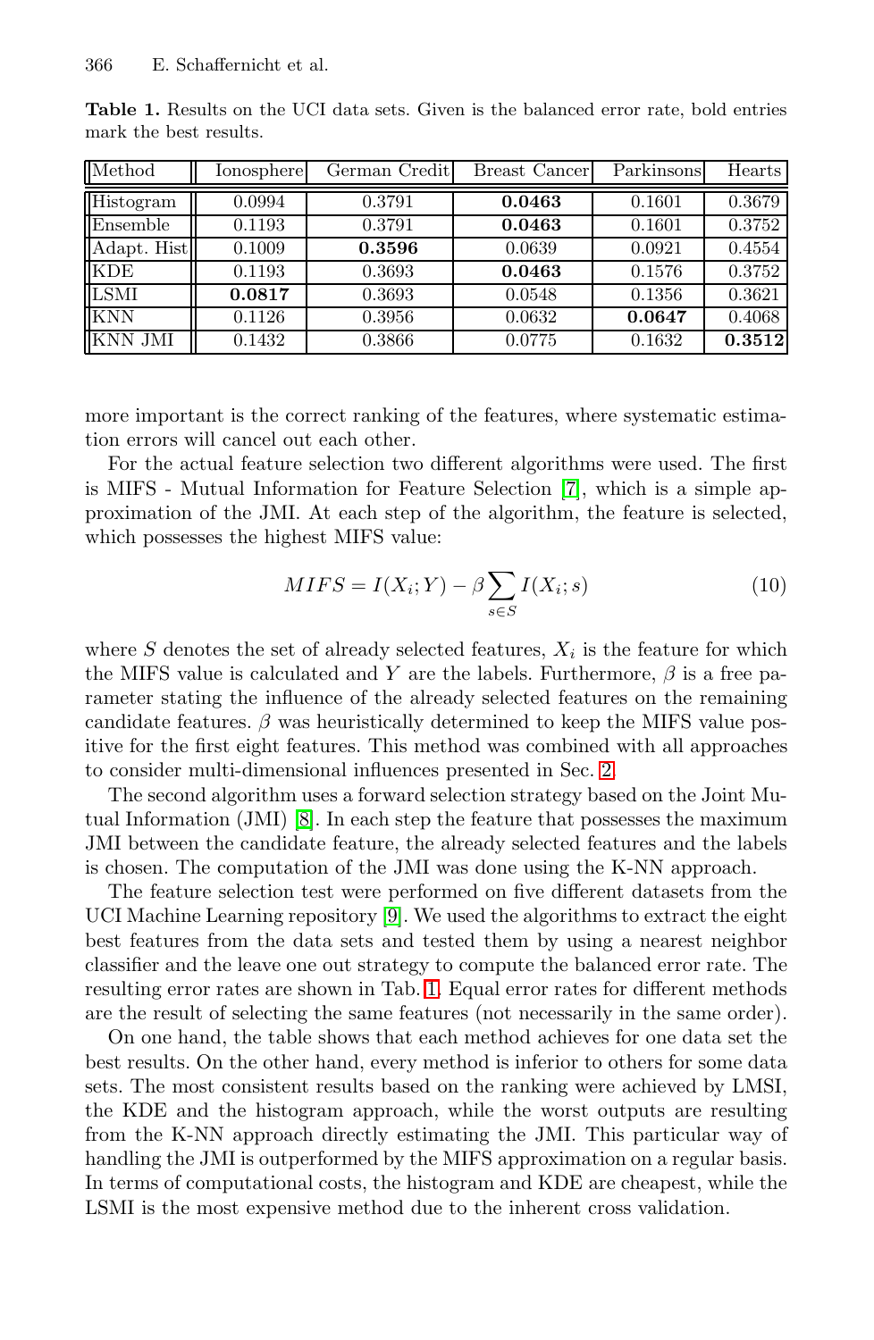**Table 1.** Results on the UCI data sets. Given is the balanced error rate, bold entries mark the best results.

| Method | Ionosphere | German Credit | Breast Cancer | Parkinsons | Hearts |
|---|---|---|---|---|---|
| Histogram | 0.0994 | 0.3791 | **0.0463** | 0.1601 | 0.3679 |
| Ensemble | 0.1193 | 0.3791 | **0.0463** | 0.1601 | 0.3752 |
| Adapt. Hist | 0.1009 | **0.3596** | 0.0639 | 0.0921 | 0.4554 |
| KDE | 0.1193 | 0.3693 | **0.0463** | 0.1576 | 0.3752 |
| LSMI | **0.0817** | 0.3693 | 0.0548 | 0.1356 | 0.3621 |
| KNN | 0.1126 | 0.3956 | 0.0632 | **0.0647** | 0.4068 |
| KNN JMI | 0.1432 | 0.3866 | 0.0775 | 0.1632 | **0.3512** |

more important is the correct ranking of the features, where systematic estimation errors will cancel out each other.

For the actual feature selection two different algorithms were used. The first is MIFS - Mutual Information for Feature Selection [7], which is a simple approximation of the JMI. At each step of the algorithm, the feature is selected, which possesses the highest MIFS value:

$$MIFS = I(X_i; Y) - \beta \sum_{s \in S} I(X_i; s) \tag{10}$$

where $S$ denotes the set of already selected features, $X_i$ is the feature for which the MIFS value is calculated and $Y$ are the labels. Furthermore, $\beta$ is a free parameter stating the influence of the already selected features on the remaining candidate features. $\beta$ was heuristically determined to keep the MIFS value positive for the first eight features. This method was combined with all approaches to consider multi-dimensional influences presented in Sec. 2.

The second algorithm uses a forward selection strategy based on the Joint Mutual Information (JMI) [8]. In each step the feature that possesses the maximum JMI between the candidate feature, the already selected features and the labels is chosen. The computation of the JMI was done using the K-NN approach.

The feature selection test were performed on five different datasets from the UCI Machine Learning repository [9]. We used the algorithms to extract the eight best features from the data sets and tested them by using a nearest neighbor classifier and the leave one out strategy to compute the balanced error rate. The resulting error rates are shown in Tab. 1. Equal error rates for different methods are the result of selecting the same features (not necessarily in the same order).

On one hand, the table shows that each method achieves for one data set the best results. On the other hand, every method is inferior to others for some data sets. The most consistent results based on the ranking were achieved by LMSI, the KDE and the histogram approach, while the worst outputs are resulting from the K-NN approach directly estimating the JMI. This particular way of handling the JMI is outperformed by the MIFS approximation on a regular basis. In terms of computational costs, the histogram and KDE are cheapest, while the LSMI is the most expensive method due to the inherent cross validation.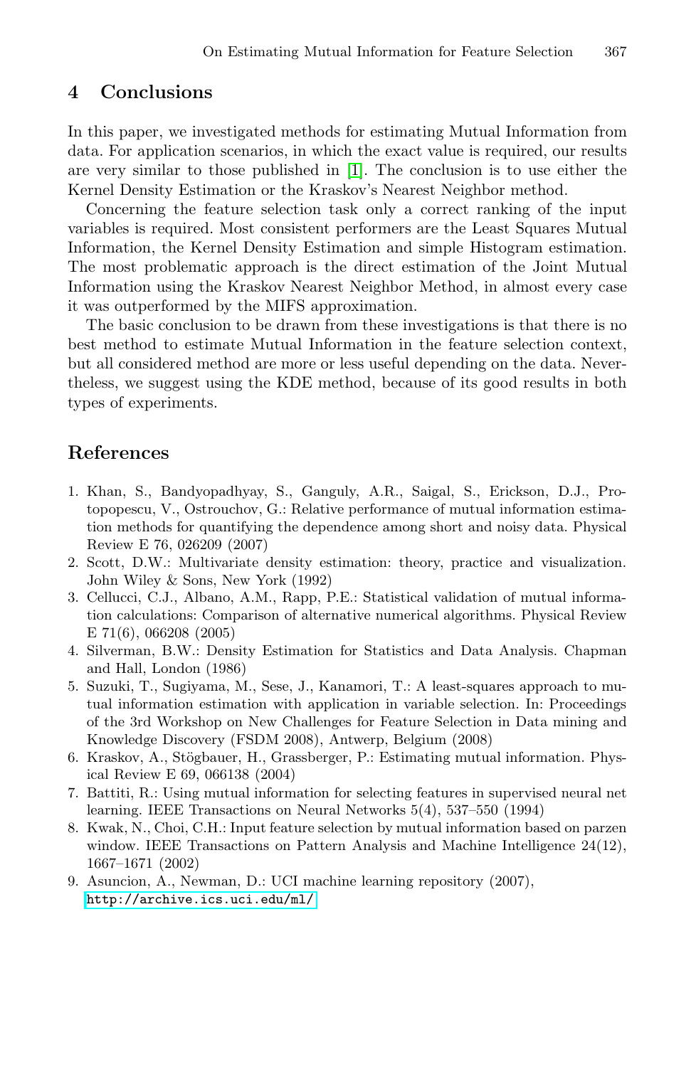## 4 Conclusions

In this paper, we investigated methods for estimating Mutual Information from data. For application scenarios, in which the exact value is required, our results are very similar to those published in [1]. The conclusion is to use either the Kernel Density Estimation or the Kraskov's Nearest Neighbor method.

Concerning the feature selection task only a correct ranking of the input variables is required. Most consistent performers are the Least Squares Mutual Information, the Kernel Density Estimation and simple Histogram estimation. The most problematic approach is the direct estimation of the Joint Mutual Information using the Kraskov Nearest Neighbor Method, in almost every case it was outperformed by the MIFS approximation.

The basic conclusion to be drawn from these investigations is that there is no best method to estimate Mutual Information in the feature selection context, but all considered method are more or less useful depending on the data. Nevertheless, we suggest using the KDE method, because of its good results in both types of experiments.

## References

1. Khan, S., Bandyopadhyay, S., Ganguly, A.R., Saigal, S., Erickson, D.J., Protopopescu, V., Ostrouchov, G.: Relative performance of mutual information estimation methods for quantifying the dependence among short and noisy data. Physical Review E 76, 026209 (2007)
2. Scott, D.W.: Multivariate density estimation: theory, practice and visualization. John Wiley & Sons, New York (1992)
3. Cellucci, C.J., Albano, A.M., Rapp, P.E.: Statistical validation of mutual information calculations: Comparison of alternative numerical algorithms. Physical Review E 71(6), 066208 (2005)
4. Silverman, B.W.: Density Estimation for Statistics and Data Analysis. Chapman and Hall, London (1986)
5. Suzuki, T., Sugiyama, M., Sese, J., Kanamori, T.: A least-squares approach to mutual information estimation with application in variable selection. In: Proceedings of the 3rd Workshop on New Challenges for Feature Selection in Data mining and Knowledge Discovery (FSDM 2008), Antwerp, Belgium (2008)
6. Kraskov, A., Stögbauer, H., Grassberger, P.: Estimating mutual information. Physical Review E 69, 066138 (2004)
7. Battiti, R.: Using mutual information for selecting features in supervised neural net learning. IEEE Transactions on Neural Networks 5(4), 537–550 (1994)
8. Kwak, N., Choi, C.H.: Input feature selection by mutual information based on parzen window. IEEE Transactions on Pattern Analysis and Machine Intelligence 24(12), 1667–1671 (2002)
9. Asuncion, A., Newman, D.: UCI machine learning repository (2007), http://archive.ics.uci.edu/ml/